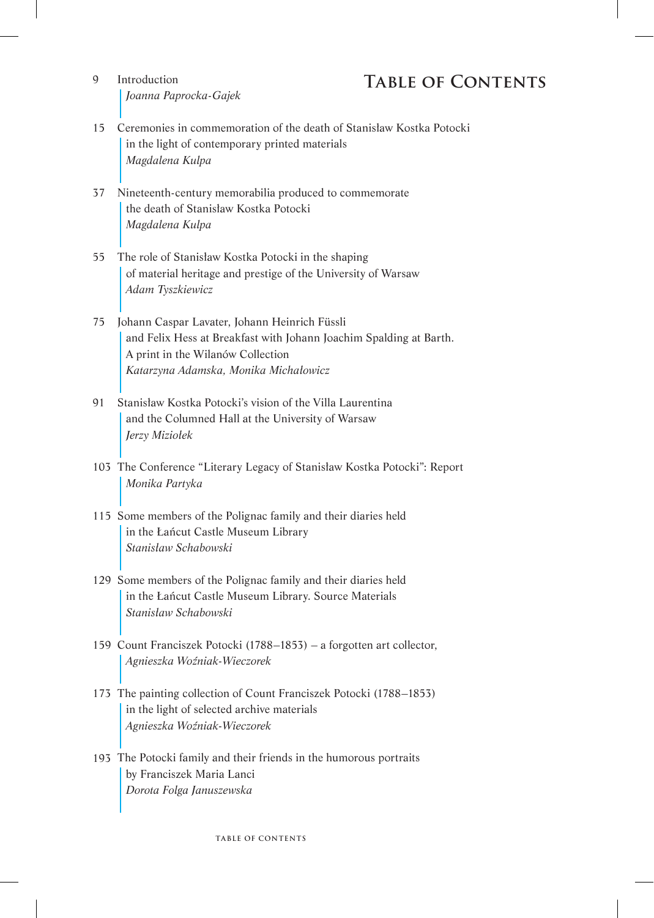# Table of Contents

9 Introduction
*Joanna Paprocka-Gajek*

15 Ceremonies in commemoration of the death of Stanisław Kostka Potocki in the light of contemporary printed materials
*Magdalena Kulpa*

37 Nineteenth-century memorabilia produced to commemorate the death of Stanisław Kostka Potocki
*Magdalena Kulpa*

55 The role of Stanisław Kostka Potocki in the shaping of material heritage and prestige of the University of Warsaw
*Adam Tyszkiewicz*

75 Johann Caspar Lavater, Johann Heinrich Füssli and Felix Hess at Breakfast with Johann Joachim Spalding at Barth. A print in the Wilanów Collection
*Katarzyna Adamska, Monika Michałowicz*

91 Stanisław Kostka Potocki's vision of the Villa Laurentina and the Columned Hall at the University of Warsaw
*Jerzy Miziołek*

103 The Conference "Literary Legacy of Stanisław Kostka Potocki": Report
*Monika Partyka*

115 Some members of the Polignac family and their diaries held in the Łańcut Castle Museum Library
*Stanisław Schabowski*

129 Some members of the Polignac family and their diaries held in the Łańcut Castle Museum Library. Source Materials
*Stanisław Schabowski*

159 Count Franciszek Potocki (1788–1853) – a forgotten art collector,
*Agnieszka Woźniak-Wieczorek*

173 The painting collection of Count Franciszek Potocki (1788–1853) in the light of selected archive materials
*Agnieszka Woźniak-Wieczorek*

193 The Potocki family and their friends in the humorous portraits by Franciszek Maria Lanci
*Dorota Folga Januszewska*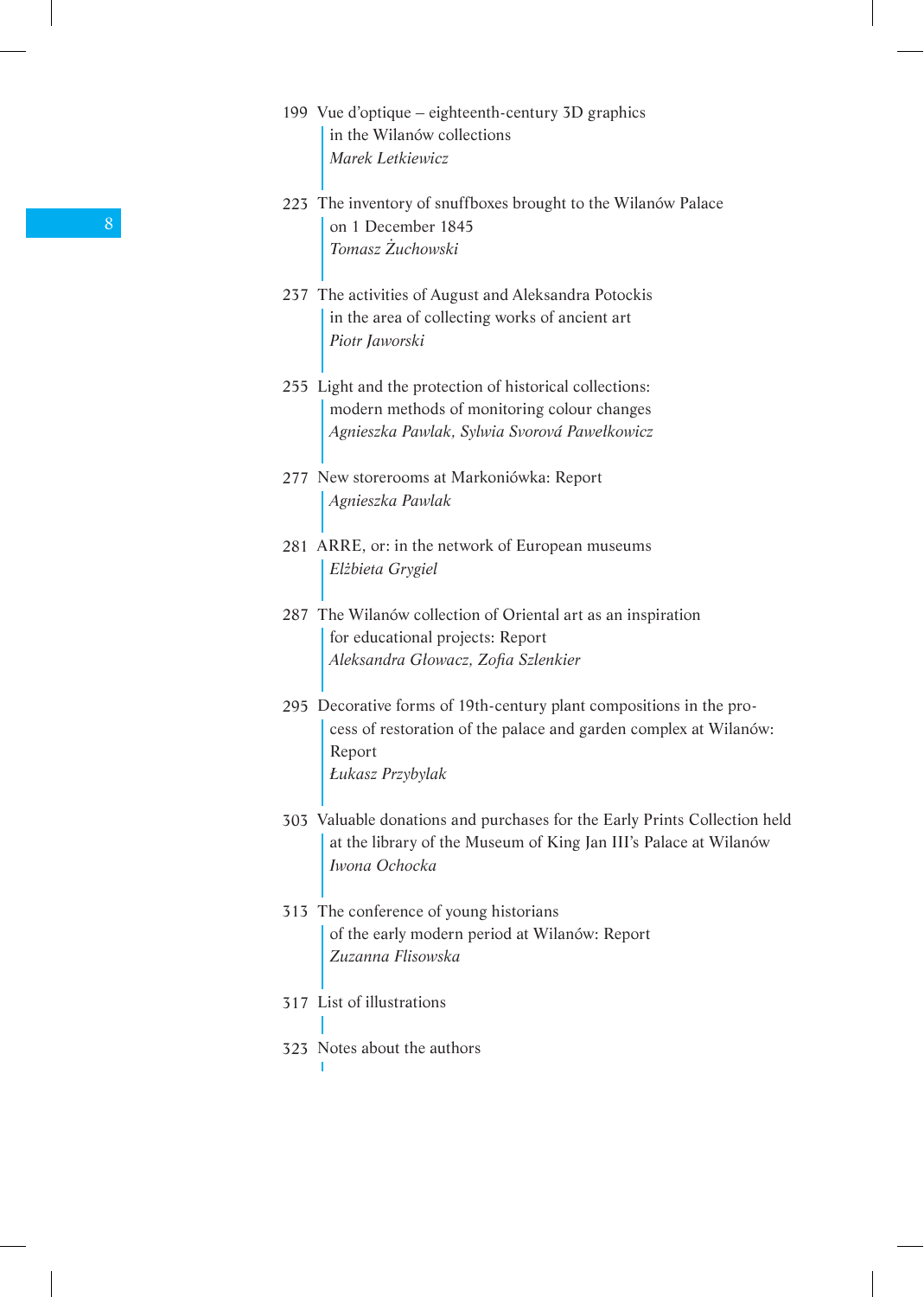199 Vue d'optique – eighteenth-century 3D graphics in the Wilanów collections
*Marek Letkiewicz*

223 The inventory of snuffboxes brought to the Wilanów Palace on 1 December 1845
*Tomasz Żuchowski*

237 The activities of August and Aleksandra Potockis in the area of collecting works of ancient art
*Piotr Jaworski*

255 Light and the protection of historical collections: modern methods of monitoring colour changes
*Agnieszka Pawlak, Sylwia Svorová Pawełkowicz*

277 New storerooms at Markoniówka: Report
*Agnieszka Pawlak*

281 ARRE, or: in the network of European museums
*Elżbieta Grygiel*

287 The Wilanów collection of Oriental art as an inspiration for educational projects: Report
*Aleksandra Głowacz, Zofia Szlenkier*

295 Decorative forms of 19th-century plant compositions in the process of restoration of the palace and garden complex at Wilanów: Report
*Łukasz Przybylak*

303 Valuable donations and purchases for the Early Prints Collection held at the library of the Museum of King Jan III's Palace at Wilanów
*Iwona Ochocka*

313 The conference of young historians of the early modern period at Wilanów: Report
*Zuzanna Flisowska*

317 List of illustrations

323 Notes about the authors